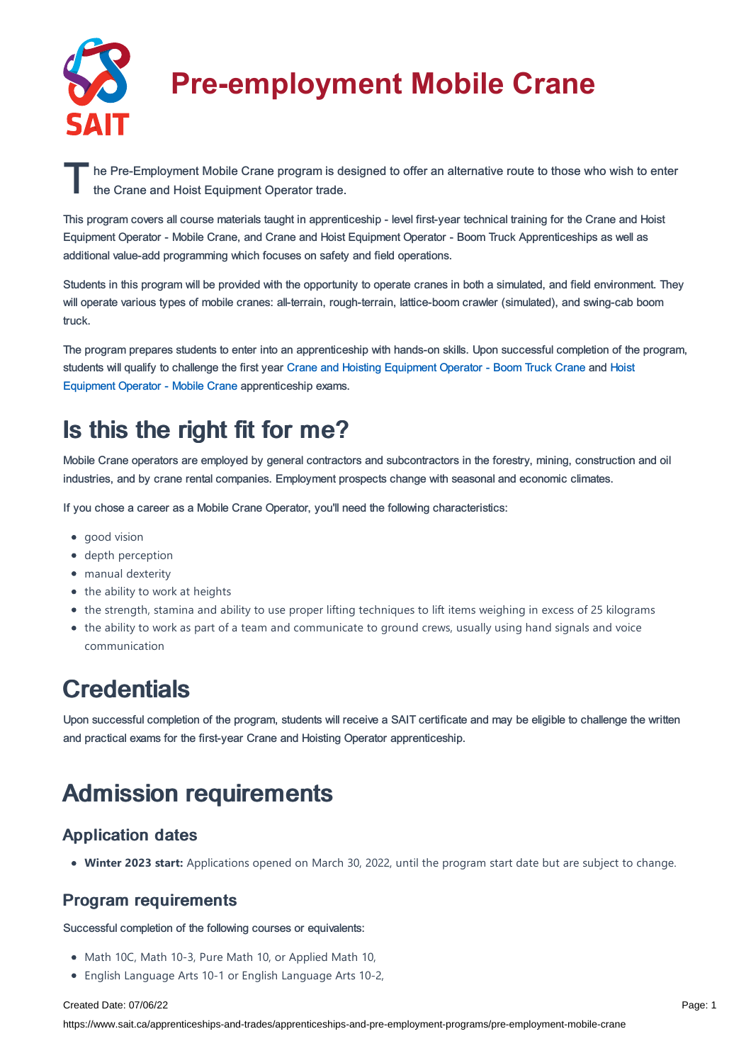# Pre-employment Mobile Crane

The Pre-Employment Mobile Crane program is designed to offer an alternative route to those who wish to enter the Crane and Hoist Equipment Operator trade.

This program covers all course materials taught in apprenticeship - level first-year technical training for the Crane and Hoist Equipment Operator - Mobile Crane, and Crane and Hoist Equipment Operator - Boom Truck Apprenticeships as well as additional value-add programming which focuses on safety and field operations.

Students in this program will be provided with the opportunity to operate cranes in both a simulated, and field environment. They will operate various types of mobile cranes: all-terrain, rough-terrain, lattice-boom crawler (simulated), and swing-cab boom truck.

The program prepares students to enter into an apprenticeship with hands-on skills. Upon successful completion of the program, students will qualify to challenge the first year Crane and Hoisting Equipment Operator - Boom Truck Crane and Hoist Equipment Operator - Mobile Crane apprenticeship exams.

## Is this the right fit for me?

Mobile Crane operators are employed by general contractors and subcontractors in the forestry, mining, construction and oil industries, and by crane rental companies. Employment prospects change with seasonal and economic climates.

If you chose a career as a Mobile Crane Operator, you'll need the following characteristics:

- good vision
- depth perception
- manual dexterity
- the ability to work at heights
- the strength, stamina and ability to use proper lifting techniques to lift items weighing in excess of 25 kilograms
- the ability to work as part of a team and communicate to ground crews, usually using hand signals and voice communication

## Credentials

Upon successful completion of the program, students will receive a SAIT certificate and may be eligible to challenge the written and practical exams for the first-year Crane and Hoisting Operator apprenticeship.

## Admission requirements

### Application dates

- **Winter 2023 start:** Applications opened on March 30, 2022, until the program start date but are subject to change.

### Program requirements

Successful completion of the following courses or equivalents:

- Math 10C, Math 10-3, Pure Math 10, or Applied Math 10,
- English Language Arts 10-1 or English Language Arts 10-2,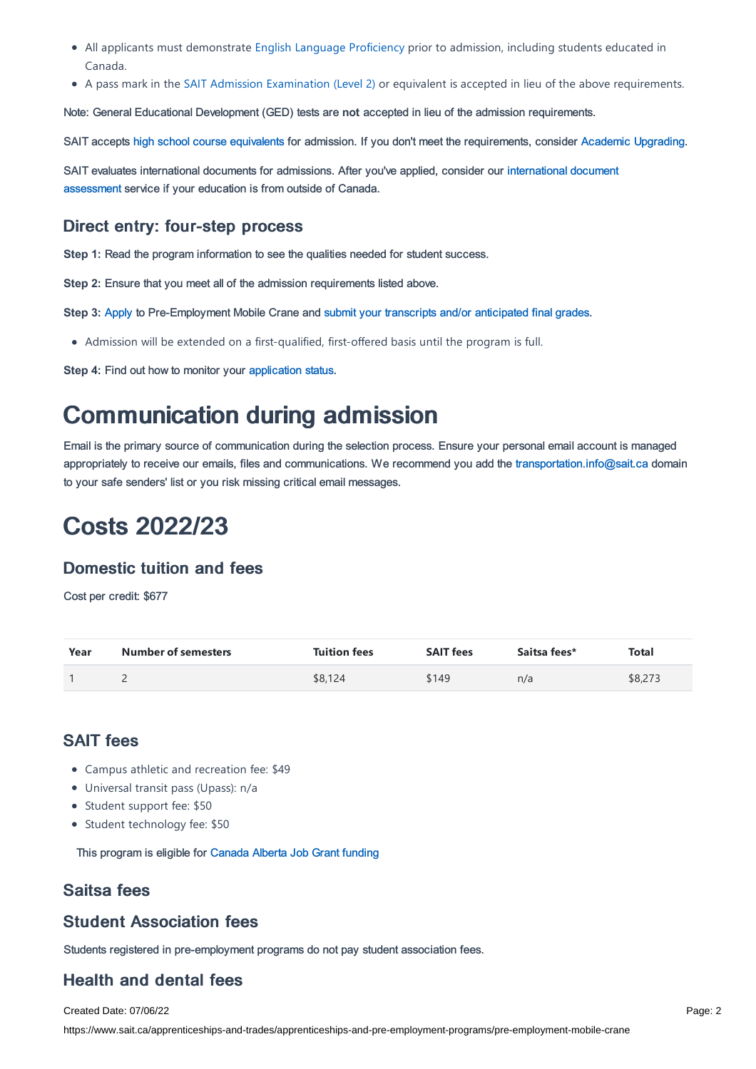- All applicants must demonstrate English Language Proficiency prior to admission, including students educated in Canada.
- A pass mark in the SAIT Admission Examination (Level 2) or equivalent is accepted in lieu of the above requirements.

Note: General Educational Development (GED) tests are **not** accepted in lieu of the admission requirements.

SAIT accepts high school course equivalents for admission. If you don't meet the requirements, consider Academic Upgrading.

SAIT evaluates international documents for admissions. After you've applied, consider our international document assessment service if your education is from outside of Canada.

### Direct entry: four-step process

**Step 1:** Read the program information to see the qualities needed for student success.

**Step 2:** Ensure that you meet all of the admission requirements listed above.

**Step 3:** Apply to Pre-Employment Mobile Crane and submit your transcripts and/or anticipated final grades.

- Admission will be extended on a first-qualified, first-offered basis until the program is full.

**Step 4:** Find out how to monitor your application status.

# Communication during admission

Email is the primary source of communication during the selection process. Ensure your personal email account is managed appropriately to receive our emails, files and communications. We recommend you add the transportation.info@sait.ca domain to your safe senders' list or you risk missing critical email messages.

# Costs 2022/23

### Domestic tuition and fees

Cost per credit: $677

| Year | Number of semesters | Tuition fees | SAIT fees | Saitsa fees* | Total |
|---|---|---|---|---|---|
| 1 | 2 | $8,124 | $149 | n/a | $8,273 |

### SAIT fees

- Campus athletic and recreation fee: $49
- Universal transit pass (Upass): n/a
- Student support fee: $50
- Student technology fee: $50

This program is eligible for Canada Alberta Job Grant funding

### Saitsa fees

### Student Association fees

Students registered in pre-employment programs do not pay student association fees.

### Health and dental fees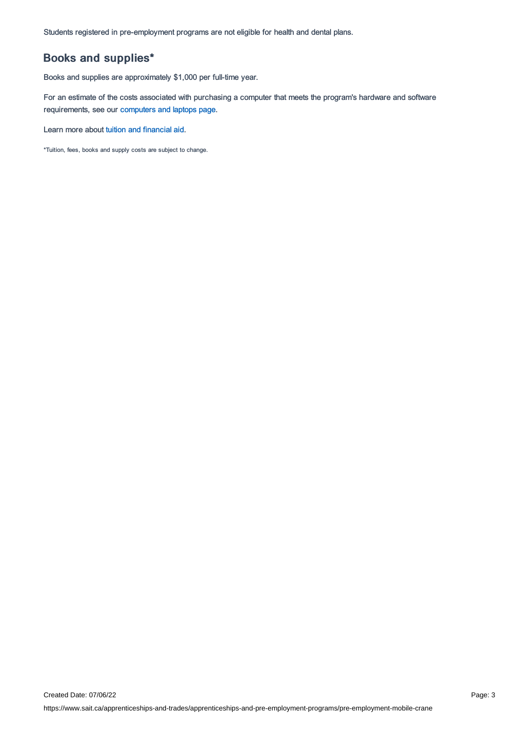Students registered in pre-employment programs are not eligible for health and dental plans.

## Books and supplies*

Books and supplies are approximately $1,000 per full-time year.

For an estimate of the costs associated with purchasing a computer that meets the program's hardware and software requirements, see our computers and laptops page.

Learn more about tuition and financial aid.

*Tuition, fees, books and supply costs are subject to change.